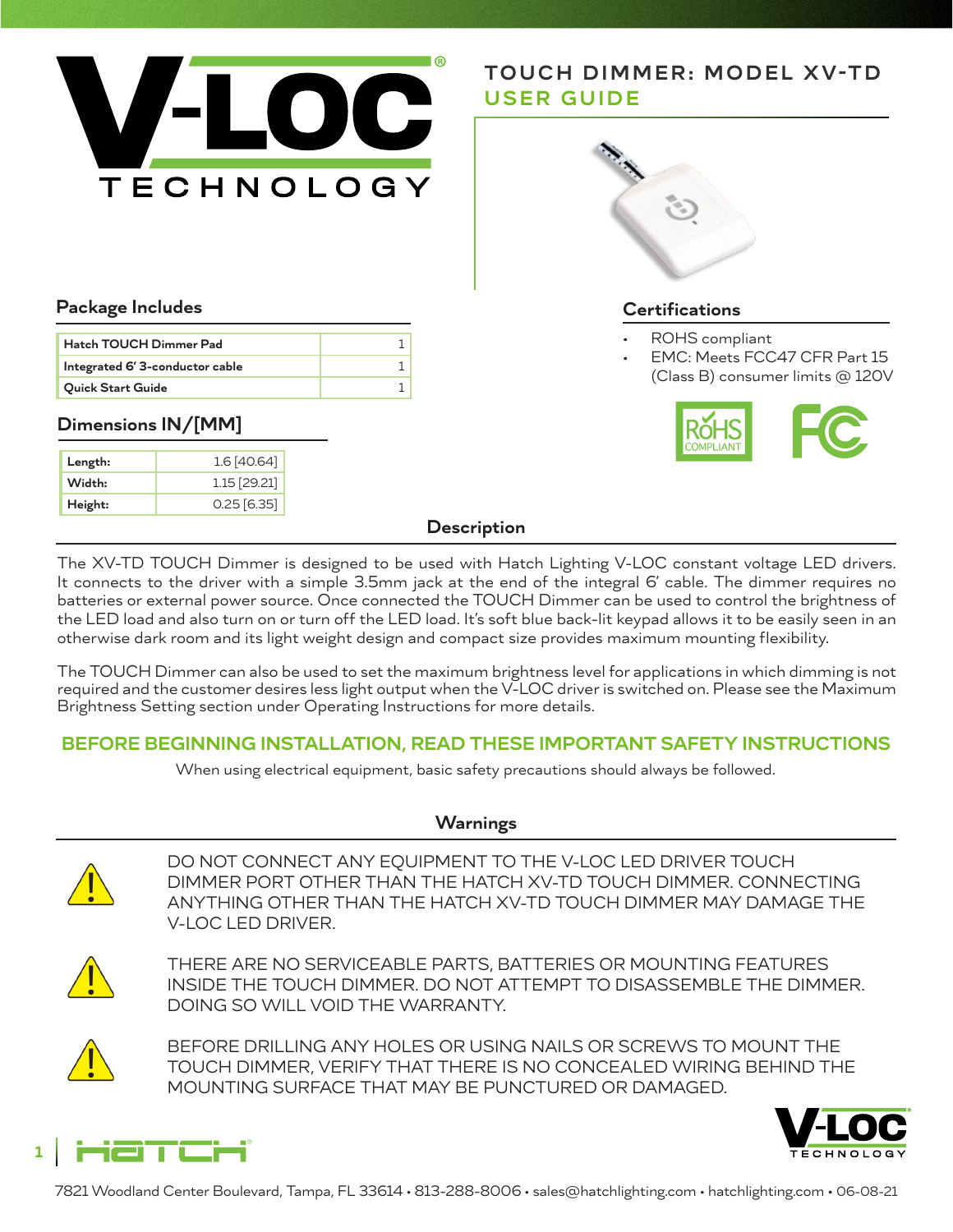# TOUCH DIMMER: MODEL XV-TD

## USER GUIDE

### Package Includes

| | |
|---|---|
| Hatch TOUCH Dimmer Pad | 1 |
| Integrated 6' 3-conductor cable | 1 |
| Quick Start Guide | 1 |

### Dimensions IN/[MM]

| | |
|---|---|
| Length: | 1.6 [40.64] |
| Width: | 1.15 [29.21] |
| Height: | 0.25 [6.35] |

### Certifications

- ROHS compliant
- EMC: Meets FCC47 CFR Part 15 (Class B) consumer limits @ 120V

### Description

The XV-TD TOUCH Dimmer is designed to be used with Hatch Lighting V-LOC constant voltage LED drivers. It connects to the driver with a simple 3.5mm jack at the end of the integral 6' cable. The dimmer requires no batteries or external power source. Once connected the TOUCH Dimmer can be used to control the brightness of the LED load and also turn on or turn off the LED load. It's soft blue back-lit keypad allows it to be easily seen in an otherwise dark room and its light weight design and compact size provides maximum mounting flexibility.

The TOUCH Dimmer can also be used to set the maximum brightness level for applications in which dimming is not required and the customer desires less light output when the V-LOC driver is switched on. Please see the Maximum Brightness Setting section under Operating Instructions for more details.

## BEFORE BEGINNING INSTALLATION, READ THESE IMPORTANT SAFETY INSTRUCTIONS

When using electrical equipment, basic safety precautions should always be followed.

### Warnings

⚠ DO NOT CONNECT ANY EQUIPMENT TO THE V-LOC LED DRIVER TOUCH DIMMER PORT OTHER THAN THE HATCH XV-TD TOUCH DIMMER. CONNECTING ANYTHING OTHER THAN THE HATCH XV-TD TOUCH DIMMER MAY DAMAGE THE V-LOC LED DRIVER.

⚠ THERE ARE NO SERVICEABLE PARTS, BATTERIES OR MOUNTING FEATURES INSIDE THE TOUCH DIMMER. DO NOT ATTEMPT TO DISASSEMBLE THE DIMMER. DOING SO WILL VOID THE WARRANTY.

⚠ BEFORE DRILLING ANY HOLES OR USING NAILS OR SCREWS TO MOUNT THE TOUCH DIMMER, VERIFY THAT THERE IS NO CONCEALED WIRING BEHIND THE MOUNTING SURFACE THAT MAY BE PUNCTURED OR DAMAGED.

7821 Woodland Center Boulevard, Tampa, FL 33614 • 813-288-8006 • sales@hatchlighting.com • hatchlighting.com • 06-08-21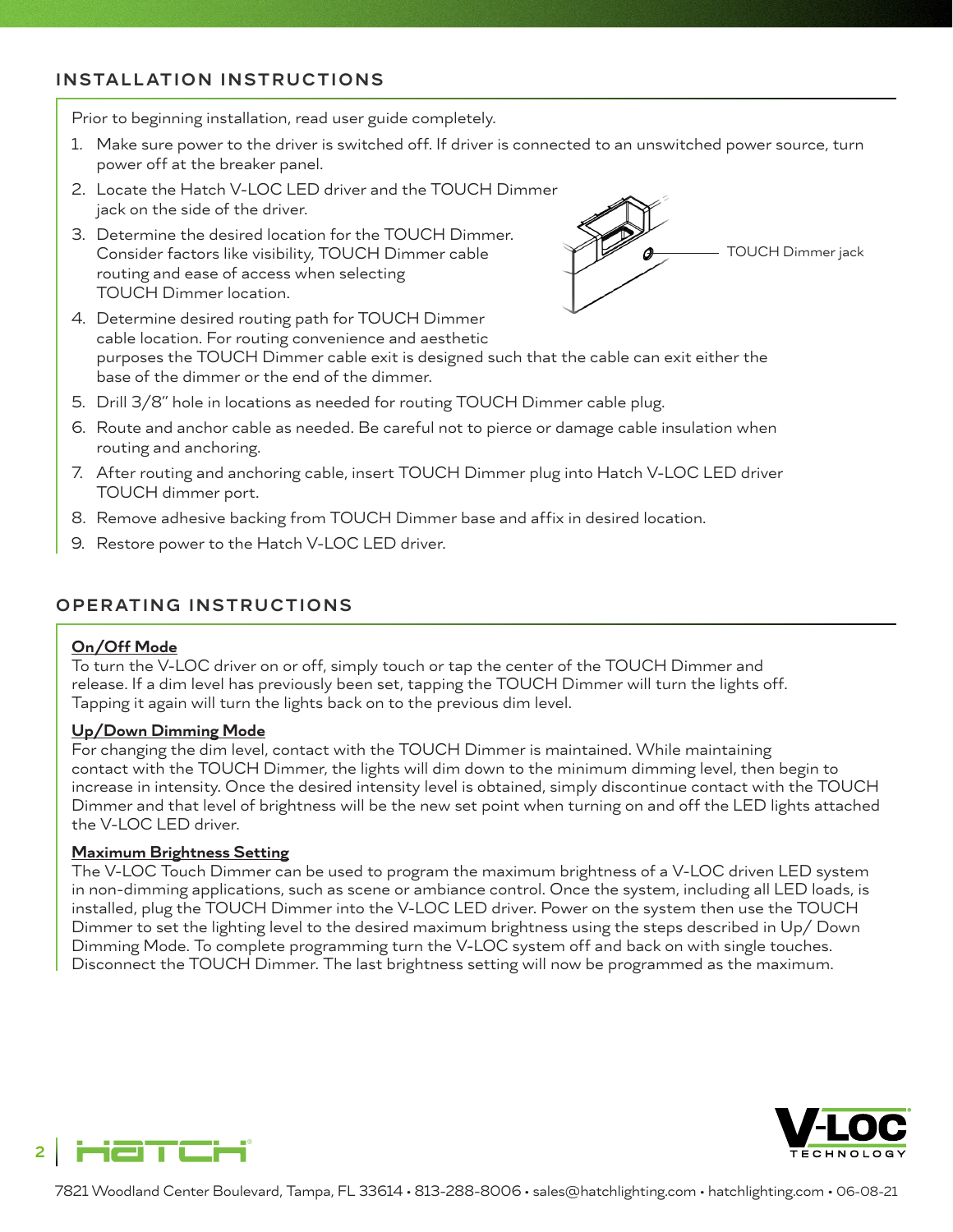## INSTALLATION INSTRUCTIONS

Prior to beginning installation, read user guide completely.

1. Make sure power to the driver is switched off. If driver is connected to an unswitched power source, turn power off at the breaker panel.
2. Locate the Hatch V-LOC LED driver and the TOUCH Dimmer jack on the side of the driver.
3. Determine the desired location for the TOUCH Dimmer. Consider factors like visibility, TOUCH Dimmer cable routing and ease of access when selecting TOUCH Dimmer location.
4. Determine desired routing path for TOUCH Dimmer cable location. For routing convenience and aesthetic purposes the TOUCH Dimmer cable exit is designed such that the cable can exit either the base of the dimmer or the end of the dimmer.
5. Drill 3/8" hole in locations as needed for routing TOUCH Dimmer cable plug.
6. Route and anchor cable as needed. Be careful not to pierce or damage cable insulation when routing and anchoring.
7. After routing and anchoring cable, insert TOUCH Dimmer plug into Hatch V-LOC LED driver TOUCH dimmer port.
8. Remove adhesive backing from TOUCH Dimmer base and affix in desired location.
9. Restore power to the Hatch V-LOC LED driver.

TOUCH Dimmer jack

## OPERATING INSTRUCTIONS

**On/Off Mode**

To turn the V-LOC driver on or off, simply touch or tap the center of the TOUCH Dimmer and release. If a dim level has previously been set, tapping the TOUCH Dimmer will turn the lights off. Tapping it again will turn the lights back on to the previous dim level.

**Up/Down Dimming Mode**

For changing the dim level, contact with the TOUCH Dimmer is maintained. While maintaining contact with the TOUCH Dimmer, the lights will dim down to the minimum dimming level, then begin to increase in intensity. Once the desired intensity level is obtained, simply discontinue contact with the TOUCH Dimmer and that level of brightness will be the new set point when turning on and off the LED lights attached the V-LOC LED driver.

**Maximum Brightness Setting**

The V-LOC Touch Dimmer can be used to program the maximum brightness of a V-LOC driven LED system in non-dimming applications, such as scene or ambiance control. Once the system, including all LED loads, is installed, plug the TOUCH Dimmer into the V-LOC LED driver. Power on the system then use the TOUCH Dimmer to set the lighting level to the desired maximum brightness using the steps described in Up/ Down Dimming Mode. To complete programming turn the V-LOC system off and back on with single touches. Disconnect the TOUCH Dimmer. The last brightness setting will now be programmed as the maximum.

7821 Woodland Center Boulevard, Tampa, FL 33614 • 813-288-8006 • sales@hatchlighting.com • hatchlighting.com • 06-08-21